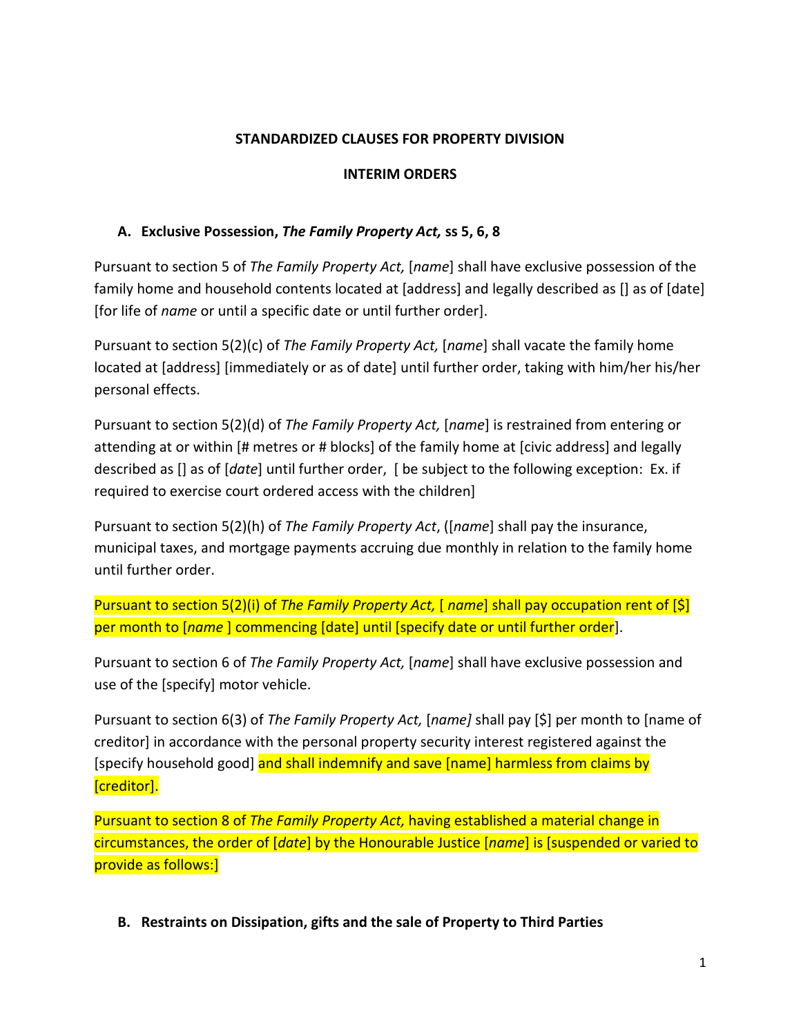**STANDARDIZED CLAUSES FOR PROPERTY DIVISION**

**INTERIM ORDERS**

**A. Exclusive Possession, *The Family Property Act,* ss 5, 6, 8**

Pursuant to section 5 of *The Family Property Act,* [*name*] shall have exclusive possession of the family home and household contents located at [address] and legally described as [] as of [date] [for life of *name* or until a specific date or until further order].

Pursuant to section 5(2)(c) of *The Family Property Act,* [*name*] shall vacate the family home located at [address] [immediately or as of date] until further order, taking with him/her his/her personal effects.

Pursuant to section 5(2)(d) of *The Family Property Act,* [*name*] is restrained from entering or attending at or within [# metres or # blocks] of the family home at [civic address] and legally described as [] as of [*date*] until further order, [ be subject to the following exception: Ex. if required to exercise court ordered access with the children]

Pursuant to section 5(2)(h) of *The Family Property Act*, ([*name*] shall pay the insurance, municipal taxes, and mortgage payments accruing due monthly in relation to the family home until further order.

Pursuant to section 5(2)(i) of *The Family Property Act,* [ *name*] shall pay occupation rent of [$] per month to [*name* ] commencing [date] until [specify date or until further order].

Pursuant to section 6 of *The Family Property Act,* [*name*] shall have exclusive possession and use of the [specify] motor vehicle.

Pursuant to section 6(3) of *The Family Property Act,* [*name]* shall pay [$] per month to [name of creditor] in accordance with the personal property security interest registered against the [specify household good] and shall indemnify and save [name] harmless from claims by [creditor].

Pursuant to section 8 of *The Family Property Act,* having established a material change in circumstances, the order of [*date*] by the Honourable Justice [*name*] is [suspended or varied to provide as follows:]

**B. Restraints on Dissipation, gifts and the sale of Property to Third Parties**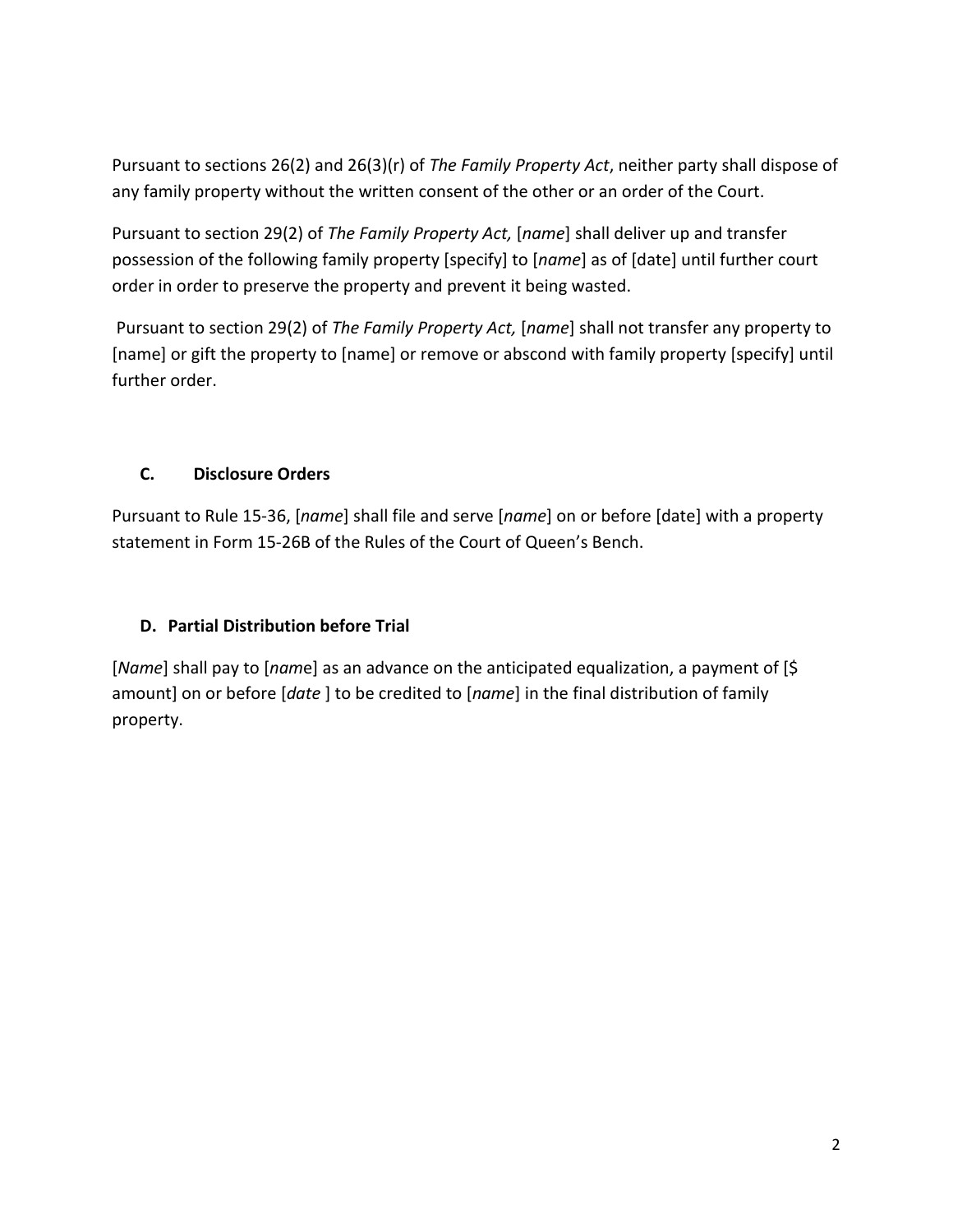Pursuant to sections 26(2) and 26(3)(r) of *The Family Property Act*, neither party shall dispose of any family property without the written consent of the other or an order of the Court.

Pursuant to section 29(2) of *The Family Property Act,* [*name*] shall deliver up and transfer possession of the following family property [specify] to [*name*] as of [date] until further court order in order to preserve the property and prevent it being wasted.

Pursuant to section 29(2) of *The Family Property Act,* [*name*] shall not transfer any property to [name] or gift the property to [name] or remove or abscond with family property [specify] until further order.

### C. Disclosure Orders

Pursuant to Rule 15-36, [*name*] shall file and serve [*name*] on or before [date] with a property statement in Form 15-26B of the Rules of the Court of Queen's Bench.

### D. Partial Distribution before Trial

[*Name*] shall pay to [*name*] as an advance on the anticipated equalization, a payment of [$ amount] on or before [*date* ] to be credited to [*name*] in the final distribution of family property.